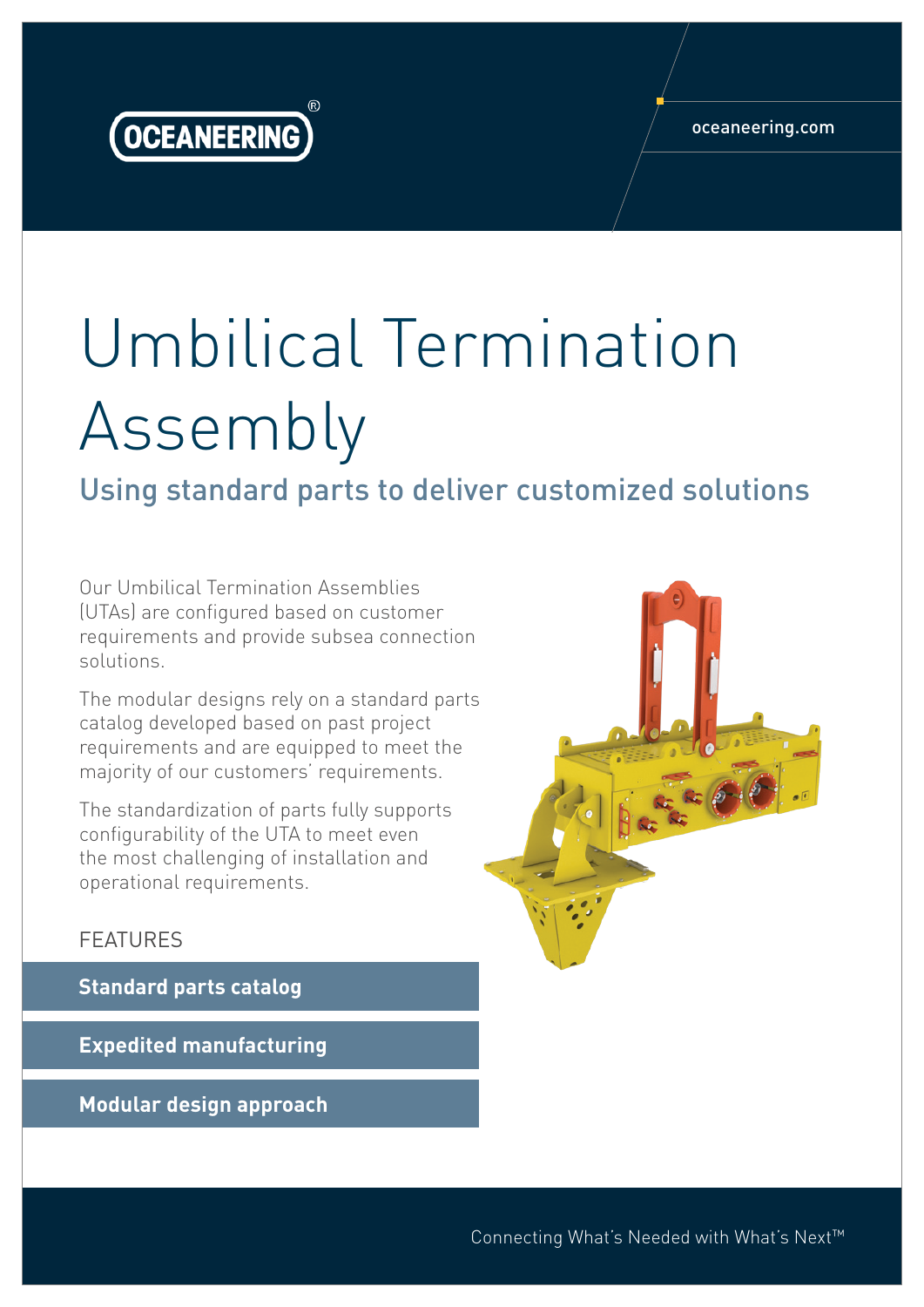# Umbilical Termination Assembly

## Using standard parts to deliver customized solutions

Our Umbilical Termination Assemblies (UTAs) are configured based on customer requirements and provide subsea connection solutions.

The modular designs rely on a standard parts catalog developed based on past project requirements and are equipped to meet the majority of our customers' requirements.

The standardization of parts fully supports configurability of the UTA to meet even the most challenging of installation and operational requirements.

FEATURES

**Standard parts catalog**

**Expedited manufacturing**

**Modular design approach**

Connecting What's Needed with What's Next™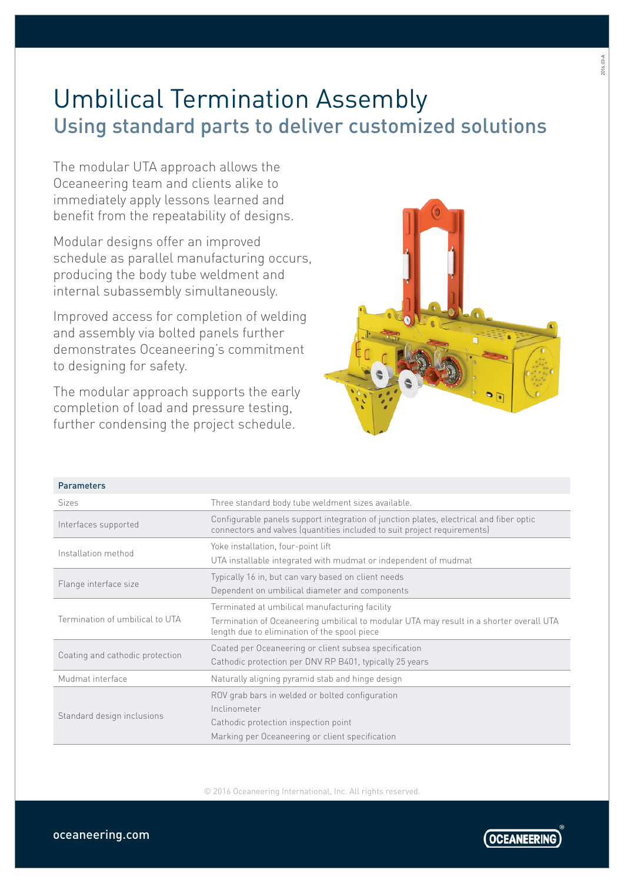# Umbilical Termination Assembly

## Using standard parts to deliver customized solutions

The modular UTA approach allows the Oceaneering team and clients alike to immediately apply lessons learned and benefit from the repeatability of designs.

Modular designs offer an improved schedule as parallel manufacturing occurs, producing the body tube weldment and internal subassembly simultaneously.

Improved access for completion of welding and assembly via bolted panels further demonstrates Oceaneering's commitment to designing for safety.

The modular approach supports the early completion of load and pressure testing, further condensing the project schedule.

| Parameters | |
|---|---|
| Sizes | Three standard body tube weldment sizes available. |
| Interfaces supported | Configurable panels support integration of junction plates, electrical and fiber optic connectors and valves (quantities included to suit project requirements) |
| Installation method | Yoke installation, four-point lift<br>UTA installable integrated with mudmat or independent of mudmat |
| Flange interface size | Typically 16 in, but can vary based on client needs<br>Dependent on umbilical diameter and components |
| Termination of umbilical to UTA | Terminated at umbilical manufacturing facility<br>Termination of Oceaneering umbilical to modular UTA may result in a shorter overall UTA length due to elimination of the spool piece |
| Coating and cathodic protection | Coated per Oceaneering or client subsea specification<br>Cathodic protection per DNV RP B401, typically 25 years |
| Mudmat interface | Naturally aligning pyramid stab and hinge design |
| Standard design inclusions | ROV grab bars in welded or bolted configuration<br>Inclinometer<br>Cathodic protection inspection point<br>Marking per Oceaneering or client specification |

© 2016 Oceaneering International, Inc. All rights reserved.

oceaneering.com